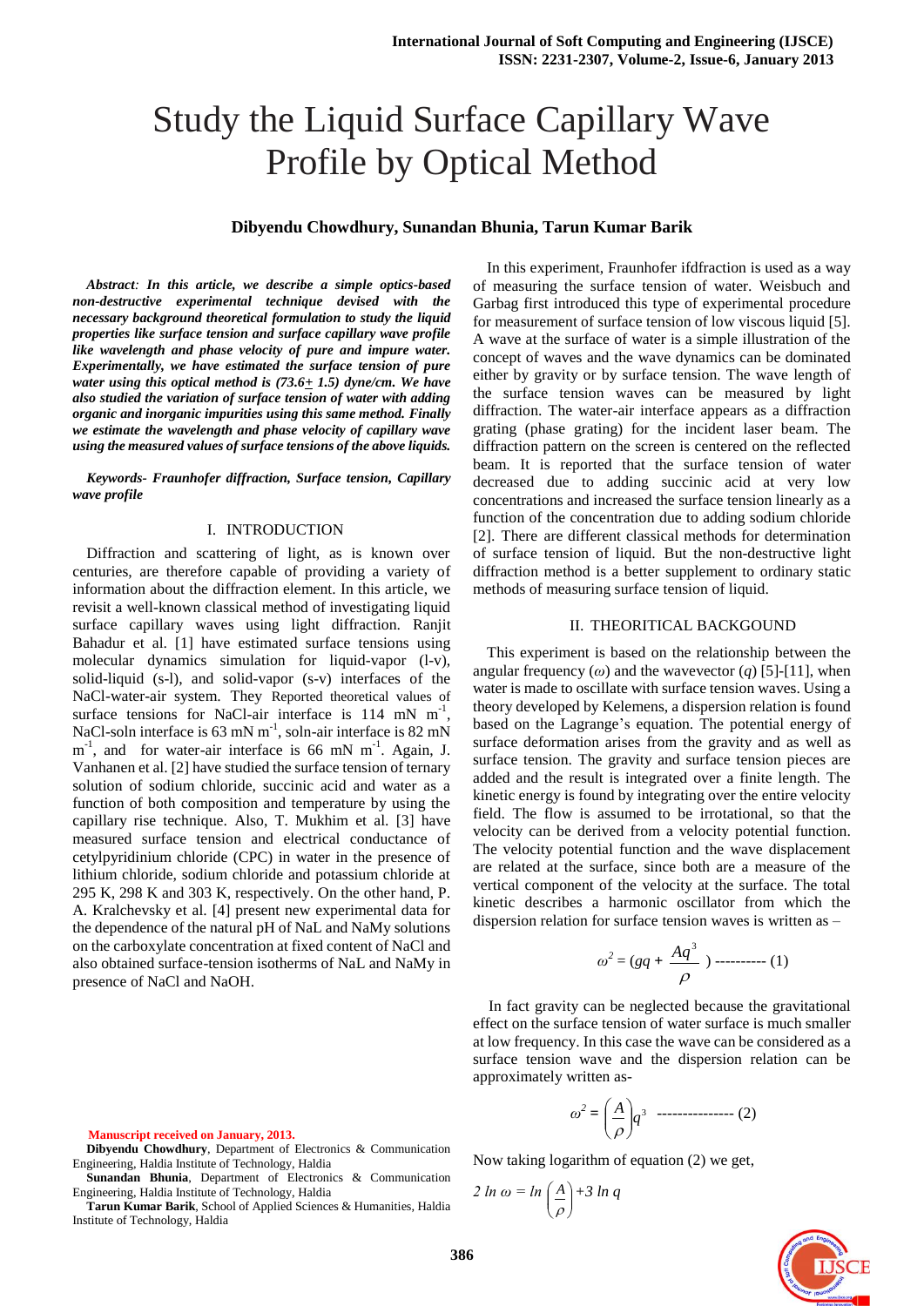# Study the Liquid Surface Capillary Wave Profile by Optical Method

**Dibyendu Chowdhury, Sunandan Bhunia, Tarun Kumar Barik**

***Abstract**: In this article, we describe a simple optics-based non-destructive experimental technique devised with the necessary background theoretical formulation to study the liquid properties like surface tension and surface capillary wave profile like wavelength and phase velocity of pure and impure water. Experimentally, we have estimated the surface tension of pure water using this optical method is (73.6± 1.5) dyne/cm. We have also studied the variation of surface tension of water with adding organic and inorganic impurities using this same method. Finally we estimate the wavelength and phase velocity of capillary wave using the measured values of surface tensions of the above liquids.*

***Keywords**- Fraunhofer diffraction, Surface tension, Capillary wave profile*

## I. INTRODUCTION

Diffraction and scattering of light, as is known over centuries, are therefore capable of providing a variety of information about the diffraction element. In this article, we revisit a well-known classical method of investigating liquid surface capillary waves using light diffraction. Ranjit Bahadur et al. [1] have estimated surface tensions using molecular dynamics simulation for liquid-vapor (l-v), solid-liquid (s-l), and solid-vapor (s-v) interfaces of the NaCl-water-air system. They Reported theoretical values of surface tensions for NaCl-air interface is 114 mN $m^{-1}$, NaCl-soln interface is 63 mN $m^{-1}$, soln-air interface is 82 mN $m^{-1}$, and for water-air interface is 66 mN $m^{-1}$. Again, J. Vanhanen et al. [2] have studied the surface tension of ternary solution of sodium chloride, succinic acid and water as a function of both composition and temperature by using the capillary rise technique. Also, T. Mukhim et al. [3] have measured surface tension and electrical conductance of cetylpyridinium chloride (CPC) in water in the presence of lithium chloride, sodium chloride and potassium chloride at 295 K, 298 K and 303 K, respectively. On the other hand, P. A. Kralchevsky et al. [4] present new experimental data for the dependence of the natural pH of NaL and NaMy solutions on the carboxylate concentration at fixed content of NaCl and also obtained surface-tension isotherms of NaL and NaMy in presence of NaCl and NaOH.

In this experiment, Fraunhofer ifdfraction is used as a way of measuring the surface tension of water. Weisbuch and Garbag first introduced this type of experimental procedure for measurement of surface tension of low viscous liquid [5]. A wave at the surface of water is a simple illustration of the concept of waves and the wave dynamics can be dominated either by gravity or by surface tension. The wave length of the surface tension waves can be measured by light diffraction. The water-air interface appears as a diffraction grating (phase grating) for the incident laser beam. The diffraction pattern on the screen is centered on the reflected beam. It is reported that the surface tension of water decreased due to adding succinic acid at very low concentrations and increased the surface tension linearly as a function of the concentration due to adding sodium chloride [2]. There are different classical methods for determination of surface tension of liquid. But the non-destructive light diffraction method is a better supplement to ordinary static methods of measuring surface tension of liquid.

## II. THEORITICAL BACKGOUND

This experiment is based on the relationship between the angular frequency ($\omega$) and the wavevector ($q$) [5]-[11], when water is made to oscillate with surface tension waves. Using a theory developed by Kelemens, a dispersion relation is found based on the Lagrange's equation. The potential energy of surface deformation arises from the gravity and as well as surface tension. The gravity and surface tension pieces are added and the result is integrated over a finite length. The kinetic energy is found by integrating over the entire velocity field. The flow is assumed to be irrotational, so that the velocity can be derived from a velocity potential function. The velocity potential function and the wave displacement are related at the surface, since both are a measure of the vertical component of the velocity at the surface. The total kinetic describes a harmonic oscillator from which the dispersion relation for surface tension waves is written as –

$$\omega^2 = \left(gq + \frac{Aq^3}{\rho}\right) \text{ ---------- (1)}$$

In fact gravity can be neglected because the gravitational effect on the surface tension of water surface is much smaller at low frequency. In this case the wave can be considered as a surface tension wave and the dispersion relation can be approximately written as-

$$\omega^2 = \left(\frac{A}{\rho}\right)q^3 \text{ --------------- (2)}$$

Now taking logarithm of equation (2) we get,

$$2 \ln \omega = \ln \left(\frac{A}{\rho}\right) + 3 \ln q$$

**Manuscript received on January, 2013.**

**Dibyendu Chowdhury**, Department of Electronics & Communication Engineering, Haldia Institute of Technology, Haldia

**Sunandan Bhunia**, Department of Electronics & Communication Engineering, Haldia Institute of Technology, Haldia

**Tarun Kumar Barik**, School of Applied Sciences & Humanities, Haldia Institute of Technology, Haldia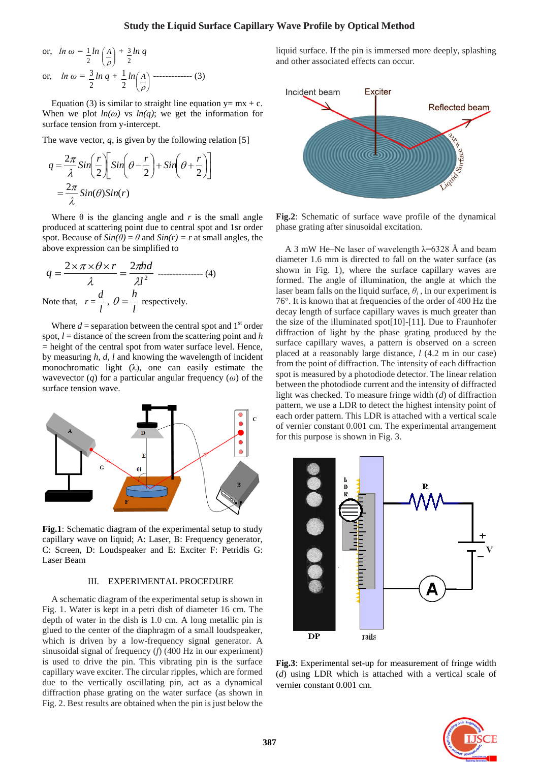or, $\ln \omega = \frac{1}{2} \ln \left(\frac{A}{\rho}\right) + \frac{3}{2} \ln q$

or, $\ln \omega = \frac{3}{2} \ln q + \frac{1}{2} \ln\left(\frac{A}{\rho}\right)$ ------------- (3)

Equation (3) is similar to straight line equation y= mx + c. When we plot $ln(\omega)$ vs $ln(q)$; we get the information for surface tension from y-intercept.

The wave vector, $q$, is given by the following relation [5]

$$q = \frac{2\pi}{\lambda} Sin\left(\frac{r}{2}\right)\left[Sin\left(\theta - \frac{r}{2}\right) + Sin\left(\theta + \frac{r}{2}\right)\right]$$

$$= \frac{2\pi}{\lambda} Sin(\theta) Sin(r)$$

Where θ is the glancing angle and $r$ is the small angle produced at scattering point due to central spot and 1sr order spot. Because of $Sin(\theta) = \theta$ and $Sin(r) = r$ at small angles, the above expression can be simplified to

$$q = \frac{2\times\pi\times\theta\times r}{\lambda} = \frac{2\pi hd}{\lambda l^2} \text{ --------------- (4)}$$

Note that, $r = \frac{d}{l}$, $\theta = \frac{h}{l}$ respectively.

Where $d$ = separation between the central spot and 1st order spot, $l$ = distance of the screen from the scattering point and $h$ = height of the central spot from water surface level. Hence, by measuring $h$, $d$, $l$ and knowing the wavelength of incident monochromatic light (λ), one can easily estimate the wavevector ($q$) for a particular angular frequency ($\omega$) of the surface tension wave.

**Fig.1**: Schematic diagram of the experimental setup to study capillary wave on liquid; A: Laser, B: Frequency generator, C: Screen, D: Loudspeaker and E: Exciter F: Petridis G: Laser Beam

## III. EXPERIMENTAL PROCEDURE

A schematic diagram of the experimental setup is shown in Fig. 1. Water is kept in a petri dish of diameter 16 cm. The depth of water in the dish is 1.0 cm. A long metallic pin is glued to the center of the diaphragm of a small loudspeaker, which is driven by a low-frequency signal generator. A sinusoidal signal of frequency ($f$) (400 Hz in our experiment) is used to drive the pin. This vibrating pin is the surface capillary wave exciter. The circular ripples, which are formed due to the vertically oscillating pin, act as a dynamical diffraction phase grating on the water surface (as shown in Fig. 2. Best results are obtained when the pin is just below the liquid surface. If the pin is immersed more deeply, splashing and other associated effects can occur.

**Fig.2**: Schematic of surface wave profile of the dynamical phase grating after sinusoidal excitation.

A 3 mW He–Ne laser of wavelength λ=6328 Å and beam diameter 1.6 mm is directed to fall on the water surface (as shown in Fig. 1), where the surface capillary waves are formed. The angle of illumination, the angle at which the laser beam falls on the liquid surface, $\theta_i$ , in our experiment is 76°. It is known that at frequencies of the order of 400 Hz the decay length of surface capillary waves is much greater than the size of the illuminated spot[10]-[11]. Due to Fraunhofer diffraction of light by the phase grating produced by the surface capillary waves, a pattern is observed on a screen placed at a reasonably large distance, $l$ (4.2 m in our case) from the point of diffraction. The intensity of each diffraction spot is measured by a photodiode detector. The linear relation between the photodiode current and the intensity of diffracted light was checked. To measure fringe width ($d$) of diffraction pattern, we use a LDR to detect the highest intensity point of each order pattern. This LDR is attached with a vertical scale of vernier constant 0.001 cm. The experimental arrangement for this purpose is shown in Fig. 3.

**Fig.3**: Experimental set-up for measurement of fringe width ($d$) using LDR which is attached with a vertical scale of vernier constant 0.001 cm.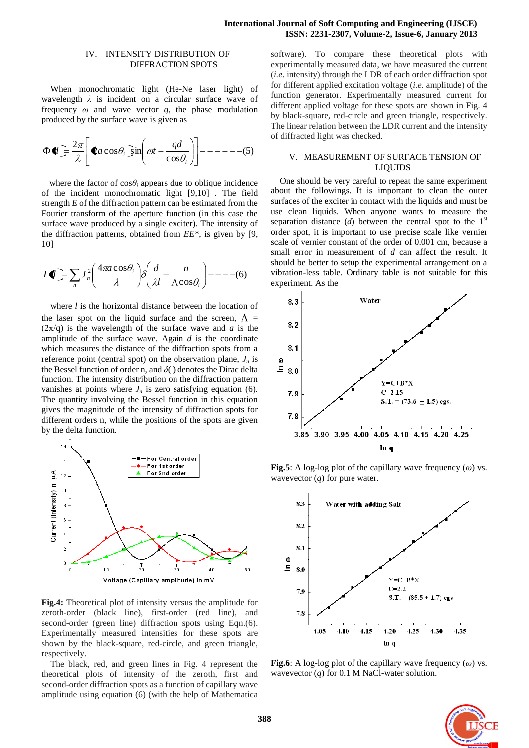## IV. INTENSITY DISTRIBUTION OF DIFFRACTION SPOTS

When monochromatic light (He-Ne laser light) of wavelength $\lambda$ is incident on a circular surface wave of frequency $\omega$ and wave vector $q$, the phase modulation produced by the surface wave is given as

$$\Phi(t) = \frac{2\pi}{\lambda}\left[(2a\cos\theta_i)\sin\left(\omega t - \frac{qd}{\cos\theta_i}\right)\right] ------(5)$$

where the factor of $\cos\theta_i$ appears due to oblique incidence of the incident monochromatic light [9,10] . The field strength $E$ of the diffraction pattern can be estimated from the Fourier transform of the aperture function (in this case the surface wave produced by a single exciter). The intensity of the diffraction patterns, obtained from $EE^*$, is given by [9, 10]

$$I(d) = \sum_n J_n^2\left(\frac{4\pi a\cos\theta_i}{\lambda}\right)\delta\left(\frac{d}{\lambda l} - \frac{n}{\Lambda\cos\theta_i}\right) ----(6)$$

where $l$ is the horizontal distance between the location of the laser spot on the liquid surface and the screen, $\Lambda = (2\pi/q)$ is the wavelength of the surface wave and $a$ is the amplitude of the surface wave. Again $d$ is the coordinate which measures the distance of the diffraction spots from a reference point (central spot) on the observation plane, $J_n$ is the Bessel function of order n, and $\delta(\ )$ denotes the Dirac delta function. The intensity distribution on the diffraction pattern vanishes at points where $J_n$ is zero satisfying equation (6). The quantity involving the Bessel function in this equation gives the magnitude of the intensity of diffraction spots for different orders n, while the positions of the spots are given by the delta function.

**Fig.4:** Theoretical plot of intensity versus the amplitude for zeroth-order (black line), first-order (red line), and second-order (green line) diffraction spots using Eqn.(6). Experimentally measured intensities for these spots are shown by the black-square, red-circle, and green triangle, respectively.

The black, red, and green lines in Fig. 4 represent the theoretical plots of intensity of the zeroth, first and second-order diffraction spots as a function of capillary wave amplitude using equation (6) (with the help of Mathematica software). To compare these theoretical plots with experimentally measured data, we have measured the current (*i.e*. intensity) through the LDR of each order diffraction spot for different applied excitation voltage (*i.e.* amplitude) of the function generator. Experimentally measured current for different applied voltage for these spots are shown in Fig. 4 by black-square, red-circle and green triangle, respectively. The linear relation between the LDR current and the intensity of diffracted light was checked.

## V. MEASUREMENT OF SURFACE TENSION OF LIQUIDS

One should be very careful to repeat the same experiment about the followings. It is important to clean the outer surfaces of the exciter in contact with the liquids and must be use clean liquids. When anyone wants to measure the separation distance ($d$) between the central spot to the 1st order spot, it is important to use precise scale like vernier scale of vernier constant of the order of 0.001 cm, because a small error in measurement of $d$ can affect the result. It should be better to setup the experimental arrangement on a vibration-less table. Ordinary table is not suitable for this experiment. As the

**Fig.5**: A log-log plot of the capillary wave frequency ($\omega$) vs. wavevector ($q$) for pure water.

**Fig.6**: A log-log plot of the capillary wave frequency ($\omega$) vs. wavevector ($q$) for 0.1 M NaCl-water solution.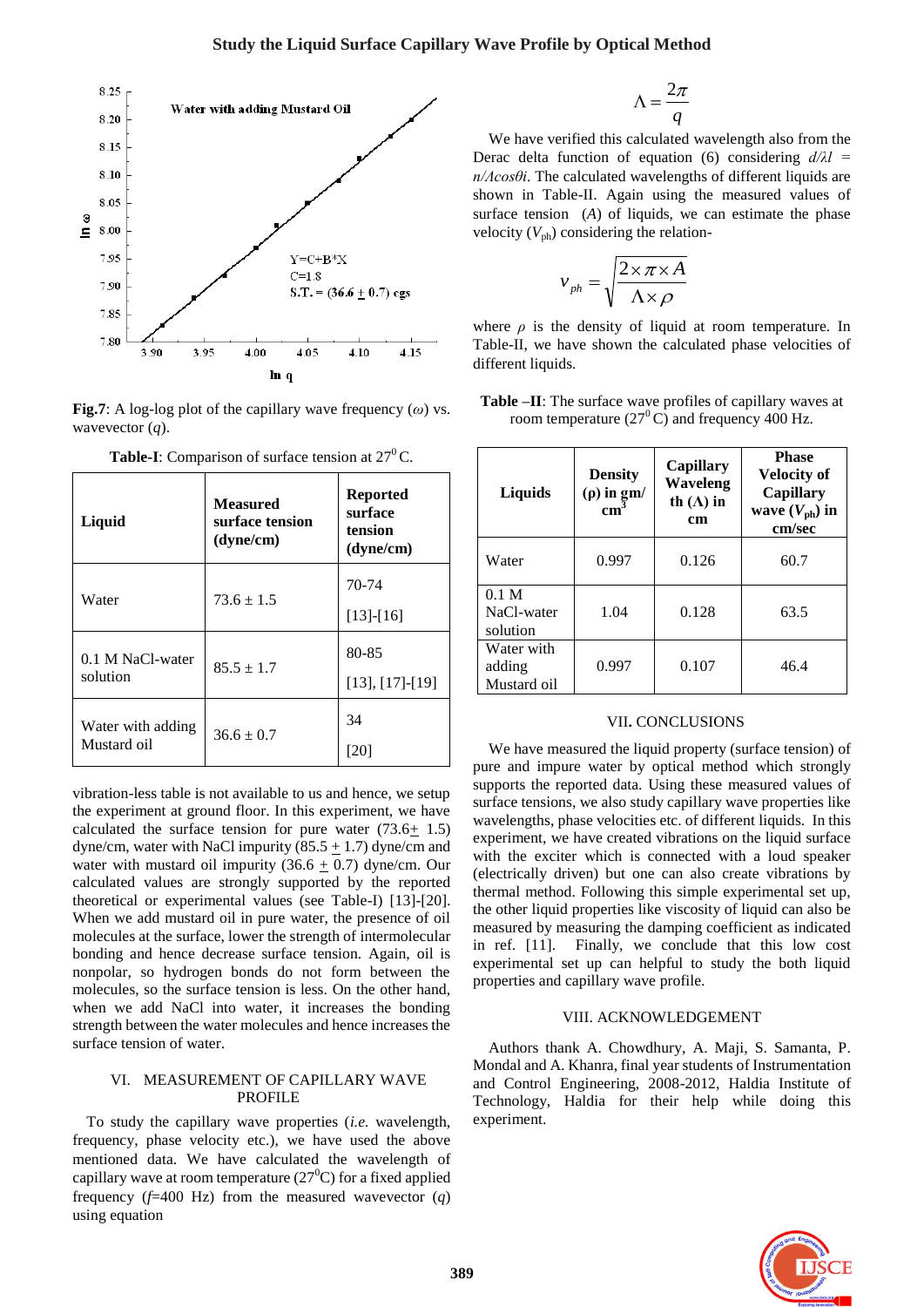Fig.7: A log-log plot of the capillary wave frequency ($\omega$) vs. wavevector ($q$).

Table-I: Comparison of surface tension at $27^0$ C.

| Liquid | Measured surface tension (dyne/cm) | Reported surface tension (dyne/cm) |
|---|---|---|
| Water | 73.6 ± 1.5 | 70-74 [13]-[16] |
| 0.1 M NaCl-water solution | 85.5 ± 1.7 | 80-85 [13], [17]-[19] |
| Water with adding Mustard oil | 36.6 ± 0.7 | 34 [20] |

vibration-less table is not available to us and hence, we setup the experiment at ground floor. In this experiment, we have calculated the surface tension for pure water (73.6± 1.5) dyne/cm, water with NaCl impurity (85.5 ± 1.7) dyne/cm and water with mustard oil impurity (36.6 ± 0.7) dyne/cm. Our calculated values are strongly supported by the reported theoretical or experimental values (see Table-I) [13]-[20]. When we add mustard oil in pure water, the presence of oil molecules at the surface, lower the strength of intermolecular bonding and hence decrease surface tension. Again, oil is nonpolar, so hydrogen bonds do not form between the molecules, so the surface tension is less. On the other hand, when we add NaCl into water, it increases the bonding strength between the water molecules and hence increases the surface tension of water.

## VI. MEASUREMENT OF CAPILLARY WAVE PROFILE

To study the capillary wave properties (*i.e.* wavelength, frequency, phase velocity etc.), we have used the above mentioned data. We have calculated the wavelength of capillary wave at room temperature ($27^0$C) for a fixed applied frequency ($f$=400 Hz) from the measured wavevector ($q$) using equation

$$\Lambda = \frac{2\pi}{q}$$

We have verified this calculated wavelength also from the Derac delta function of equation (6) considering $d/\lambda l = n/\Lambda\cos\theta i$. The calculated wavelengths of different liquids are shown in Table-II. Again using the measured values of surface tension ($A$) of liquids, we can estimate the phase velocity ($V_{ph}$) considering the relation-

$$v_{ph} = \sqrt{\frac{2\times\pi\times A}{\Lambda\times\rho}}$$

where $\rho$ is the density of liquid at room temperature. In Table-II, we have shown the calculated phase velocities of different liquids.

Table –II: The surface wave profiles of capillary waves at room temperature ($27^0$ C) and frequency 400 Hz.

| Liquids | Density (ρ) in gm/cm³ | Capillary Wavelength (Λ) in cm | Phase Velocity of Capillary wave ($V_{ph}$) in cm/sec |
|---|---|---|---|
| Water | 0.997 | 0.126 | 60.7 |
| 0.1 M NaCl-water solution | 1.04 | 0.128 | 63.5 |
| Water with adding Mustard oil | 0.997 | 0.107 | 46.4 |

## VII. CONCLUSIONS

We have measured the liquid property (surface tension) of pure and impure water by optical method which strongly supports the reported data. Using these measured values of surface tensions, we also study capillary wave properties like wavelengths, phase velocities etc. of different liquids. In this experiment, we have created vibrations on the liquid surface with the exciter which is connected with a loud speaker (electrically driven) but one can also create vibrations by thermal method. Following this simple experimental set up, the other liquid properties like viscosity of liquid can also be measured by measuring the damping coefficient as indicated in ref. [11]. Finally, we conclude that this low cost experimental set up can helpful to study the both liquid properties and capillary wave profile.

## VIII. ACKNOWLEDGEMENT

Authors thank A. Chowdhury, A. Maji, S. Samanta, P. Mondal and A. Khanra, final year students of Instrumentation and Control Engineering, 2008-2012, Haldia Institute of Technology, Haldia for their help while doing this experiment.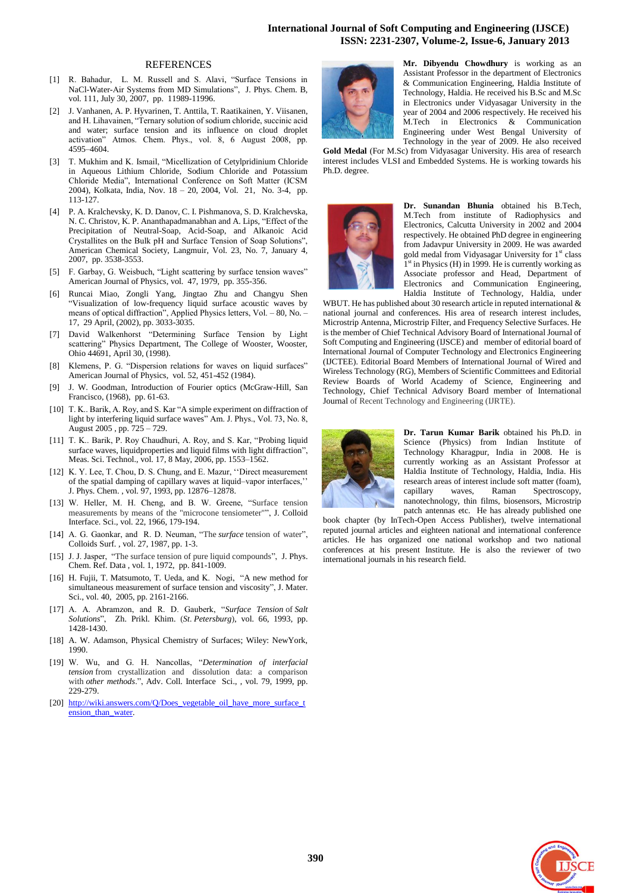## REFERENCES

[1] R. Bahadur, L. M. Russell and S. Alavi, "Surface Tensions in NaCl-Water-Air Systems from MD Simulations", J. Phys. Chem. B, vol. 111, July 30, 2007, pp. 11989-11996.

[2] J. Vanhanen, A. P. Hyvarinen, T. Anttila, T. Raatikainen, Y. Viisanen, and H. Lihavainen, "Ternary solution of sodium chloride, succinic acid and water; surface tension and its influence on cloud droplet activation" Atmos. Chem. Phys., vol. 8, 6 August 2008, pp. 4595–4604.

[3] T. Mukhim and K. Ismail, "Micellization of Cetylpridinium Chloride in Aqueous Lithium Chloride, Sodium Chloride and Potassium Chloride Media", International Conference on Soft Matter (ICSM 2004), Kolkata, India, Nov. 18 – 20, 2004, Vol. 21, No. 3-4, pp. 113-127.

[4] P. A. Kralchevsky, K. D. Danov, C. I. Pishmanova, S. D. Kralchevska, N. C. Christov, K. P. Ananthapadmanabhan and A. Lips, "Effect of the Precipitation of Neutral-Soap, Acid-Soap, and Alkanoic Acid Crystallites on the Bulk pH and Surface Tension of Soap Solutions", American Chemical Society, Langmuir, Vol. 23, No. 7, January 4, 2007, pp. 3538-3553.

[5] F. Garbay, G. Weisbuch, "Light scattering by surface tension waves" American Journal of Physics, vol. 47, 1979, pp. 355-356.

[6] Runcai Miao, Zongli Yang, Jingtao Zhu and Changyu Shen "Visualization of low-frequency liquid surface acoustic waves by means of optical diffraction", Applied Physics letters, Vol. – 80, No. – 17, 29 April, (2002), pp. 3033-3035.

[7] David Walkenhorst "Determining Surface Tension by Light scattering" Physics Department, The College of Wooster, Wooster, Ohio 44691, April 30, (1998).

[8] Klemens, P. G. "Dispersion relations for waves on liquid surfaces" American Journal of Physics, vol. 52, 451-452 (1984).

[9] J. W. Goodman, Introduction of Fourier optics (McGraw-Hill, San Francisco, (1968), pp. 61-63.

[10] T. K.. Barik, A. Roy, and S. Kar "A simple experiment on diffraction of light by interfering liquid surface waves" Am. J. Phys., Vol. 73, No. 8, August 2005 , pp. 725 – 729.

[11] T. K.. Barik, P. Roy Chaudhuri, A. Roy, and S. Kar, "Probing liquid surface waves, liquidproperties and liquid films with light diffraction", Meas. Sci. Technol., vol. 17, 8 May, 2006, pp. 1553–1562.

[12] K. Y. Lee, T. Chou, D. S. Chung, and E. Mazur, ''Direct measurement of the spatial damping of capillary waves at liquid–vapor interfaces,'' J. Phys. Chem. , vol. 97, 1993, pp. 12876–12878.

[13] W. Heller, M. H. Cheng, and B. W. Greene, "Surface tension measurements by means of the "microcone tensiometer"", J. Colloid Interface. Sci., vol. 22, 1966, 179-194.

[14] A. G. Gaonkar, and R. D. Neuman, "The *surface* tension of water", Colloids Surf. , vol. 27, 1987, pp. 1-3.

[15] J. J. Jasper, "The surface tension of pure liquid compounds", J. Phys. Chem. Ref. Data , vol. 1, 1972, pp. 841-1009.

[16] H. Fujii, T. Matsumoto, T. Ueda, and K. Nogi, "A new method for simultaneous measurement of surface tension and viscosity", J. Mater. Sci., vol. 40, 2005, pp. 2161-2166.

[17] A. A. Abramzon, and R. D. Gauberk, "*Surface Tension* of *Salt Solutions*", Zh. Prikl. Khim. (*St. Petersburg*), vol. 66, 1993, pp. 1428-1430.

[18] A. W. Adamson, Physical Chemistry of Surfaces; Wiley: NewYork, 1990.

[19] W. Wu, and G. H. Nancollas, "*Determination of interfacial tension* from crystallization and dissolution data: a comparison with *other methods*.", Adv. Coll. Interface Sci., , vol. 79, 1999, pp. 229-279.

[20] http://wiki.answers.com/Q/Does_vegetable_oil_have_more_surface_tension_than_water.

**Mr. Dibyendu Chowdhury** is working as an Assistant Professor in the department of Electronics & Communication Engineering, Haldia Institute of Technology, Haldia. He received his B.Sc and M.Sc in Electronics under Vidyasagar University in the year of 2004 and 2006 respectively. He received his M.Tech in Electronics & Communication Engineering under West Bengal University of Technology in the year of 2009. He also received **Gold Medal** (For M.Sc) from Vidyasagar University. His area of research interest includes VLSI and Embedded Systems. He is working towards his Ph.D. degree.

**Dr. Sunandan Bhunia** obtained his B.Tech, M.Tech from institute of Radiophysics and Electronics, Calcutta University in 2002 and 2004 respectively. He obtained PhD degree in engineering from Jadavpur University in 2009. He was awarded gold medal from Vidyasagar University for 1st class 1st in Physics (H) in 1999. He is currently working as Associate professor and Head, Department of Electronics and Communication Engineering, Haldia Institute of Technology, Haldia, under WBUT. He has published about 30 research article in reputed international & national journal and conferences. His area of research interest includes, Microstrip Antenna, Microstrip Filter, and Frequency Selective Surfaces. He is the member of Chief Technical Advisory Board of International Journal of Soft Computing and Engineering (IJSCE) and member of editorial board of International Journal of Computer Technology and Electronics Engineering (IJCTEE). Editorial Board Members of International Journal of Wired and Wireless Technology (RG), Members of Scientific Committees and Editorial Review Boards of World Academy of Science, Engineering and Technology, Chief Technical Advisory Board member of International Journal of Recent Technology and Engineering (IJRTE).

**Dr. Tarun Kumar Barik** obtained his Ph.D. in Science (Physics) from Indian Institute of Technology Kharagpur, India in 2008. He is currently working as an Assistant Professor at Haldia Institute of Technology, Haldia, India. His research areas of interest include soft matter (foam), capillary waves, Raman Spectroscopy, nanotechnology, thin films, biosensors, Microstrip patch antennas etc. He has already published one book chapter (by InTech-Open Access Publisher), twelve international reputed journal articles and eighteen national and international conference articles. He has organized one national workshop and two national conferences at his present Institute. He is also the reviewer of two international journals in his research field.